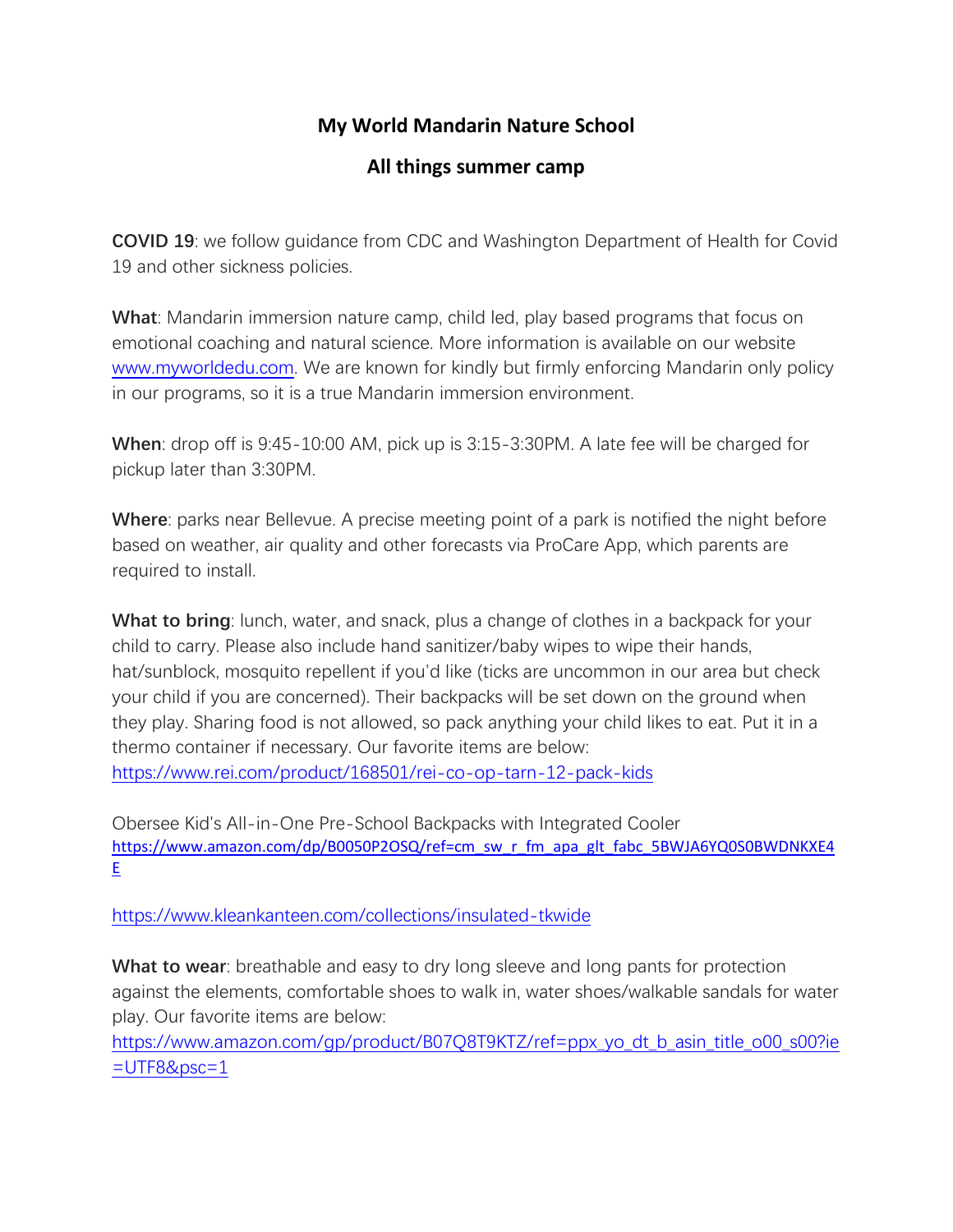# My World Mandarin Nature School

## All things summer camp

**COVID 19**: we follow guidance from CDC and Washington Department of Health for Covid 19 and other sickness policies.

**What**: Mandarin immersion nature camp, child led, play based programs that focus on emotional coaching and natural science. More information is available on our website www.myworldedu.com. We are known for kindly but firmly enforcing Mandarin only policy in our programs, so it is a true Mandarin immersion environment.

**When**: drop off is 9:45-10:00 AM, pick up is 3:15-3:30PM. A late fee will be charged for pickup later than 3:30PM.

**Where**: parks near Bellevue. A precise meeting point of a park is notified the night before based on weather, air quality and other forecasts via ProCare App, which parents are required to install.

**What to bring**: lunch, water, and snack, plus a change of clothes in a backpack for your child to carry. Please also include hand sanitizer/baby wipes to wipe their hands, hat/sunblock, mosquito repellent if you'd like (ticks are uncommon in our area but check your child if you are concerned). Their backpacks will be set down on the ground when they play. Sharing food is not allowed, so pack anything your child likes to eat. Put it in a thermo container if necessary. Our favorite items are below:
https://www.rei.com/product/168501/rei-co-op-tarn-12-pack-kids

Obersee Kid's All-in-One Pre-School Backpacks with Integrated Cooler
https://www.amazon.com/dp/B0050P2OSQ/ref=cm_sw_r_fm_apa_glt_fabc_5BWJA6YQ0S0BWDNKXE4E

https://www.kleankanteen.com/collections/insulated-tkwide

**What to wear**: breathable and easy to dry long sleeve and long pants for protection against the elements, comfortable shoes to walk in, water shoes/walkable sandals for water play. Our favorite items are below:
https://www.amazon.com/gp/product/B07Q8T9KTZ/ref=ppx_yo_dt_b_asin_title_o00_s00?ie=UTF8&psc=1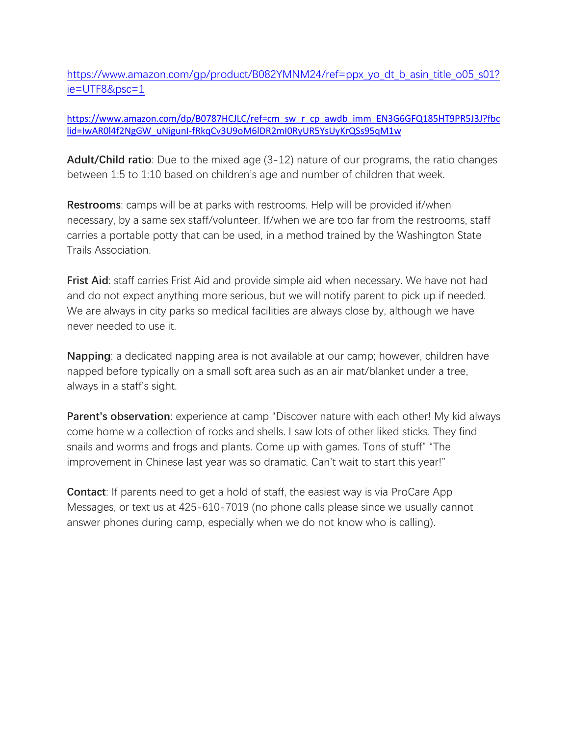https://www.amazon.com/gp/product/B082YMNM24/ref=ppx_yo_dt_b_asin_title_o05_s01?ie=UTF8&psc=1

https://www.amazon.com/dp/B0787HCJLC/ref=cm_sw_r_cp_awdb_imm_EN3G6GFQ185HT9PR5J3J?fbclid=IwAR0l4f2NgGW_uNigunI-fRkqCv3U9oM6lDR2mI0RyUR5YsUyKrQSs95qM1w

**Adult/Child ratio**: Due to the mixed age (3-12) nature of our programs, the ratio changes between 1:5 to 1:10 based on children's age and number of children that week.

**Restrooms**: camps will be at parks with restrooms. Help will be provided if/when necessary, by a same sex staff/volunteer. If/when we are too far from the restrooms, staff carries a portable potty that can be used, in a method trained by the Washington State Trails Association.

**Frist Aid**: staff carries Frist Aid and provide simple aid when necessary. We have not had and do not expect anything more serious, but we will notify parent to pick up if needed. We are always in city parks so medical facilities are always close by, although we have never needed to use it.

**Napping**: a dedicated napping area is not available at our camp; however, children have napped before typically on a small soft area such as an air mat/blanket under a tree, always in a staff's sight.

**Parent's observation**: experience at camp "Discover nature with each other! My kid always come home w a collection of rocks and shells. I saw lots of other liked sticks. They find snails and worms and frogs and plants. Come up with games. Tons of stuff" "The improvement in Chinese last year was so dramatic. Can't wait to start this year!"

**Contact**: If parents need to get a hold of staff, the easiest way is via ProCare App Messages, or text us at 425-610-7019 (no phone calls please since we usually cannot answer phones during camp, especially when we do not know who is calling).